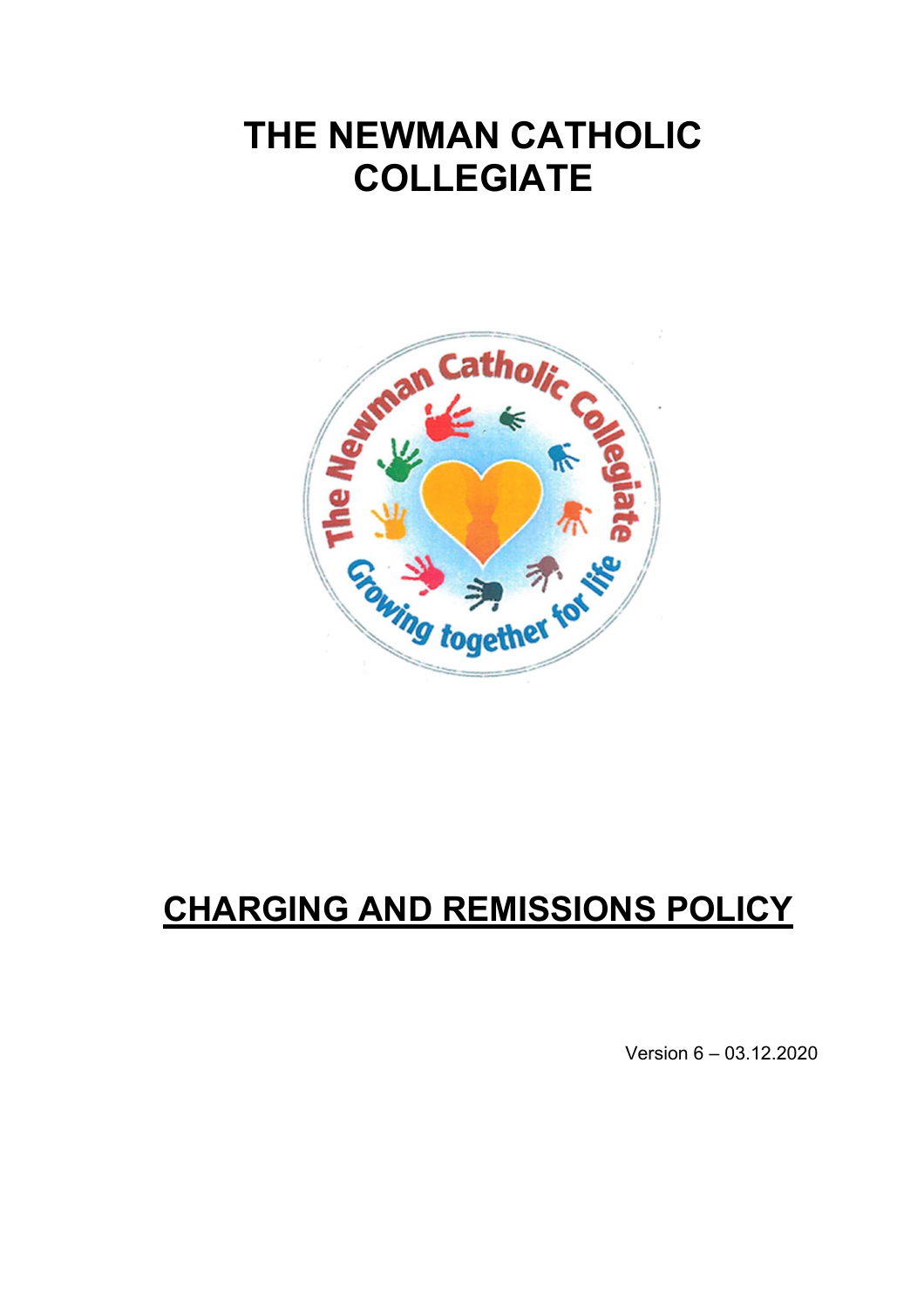# THE NEWMAN CATHOLIC COLLEGIATE

# CHARGING AND REMISSIONS POLICY

Version 6 – 03.12.2020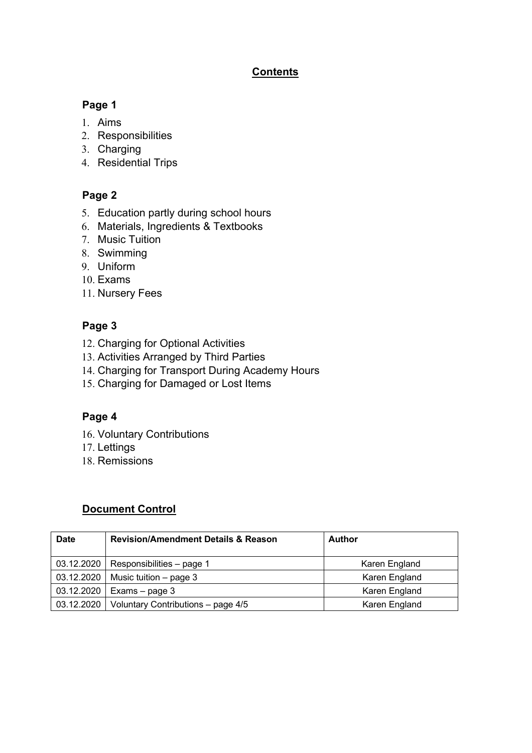## Contents

### Page 1

1. Aims
2. Responsibilities
3. Charging
4. Residential Trips

### Page 2

5. Education partly during school hours
6. Materials, Ingredients & Textbooks
7. Music Tuition
8. Swimming
9. Uniform
10. Exams
11. Nursery Fees

### Page 3

12. Charging for Optional Activities
13. Activities Arranged by Third Parties
14. Charging for Transport During Academy Hours
15. Charging for Damaged or Lost Items

### Page 4

16. Voluntary Contributions
17. Lettings
18. Remissions

## Document Control

| Date | Revision/Amendment Details & Reason | Author |
|---|---|---|
| 03.12.2020 | Responsibilities – page 1 | Karen England |
| 03.12.2020 | Music tuition – page 3 | Karen England |
| 03.12.2020 | Exams – page 3 | Karen England |
| 03.12.2020 | Voluntary Contributions – page 4/5 | Karen England |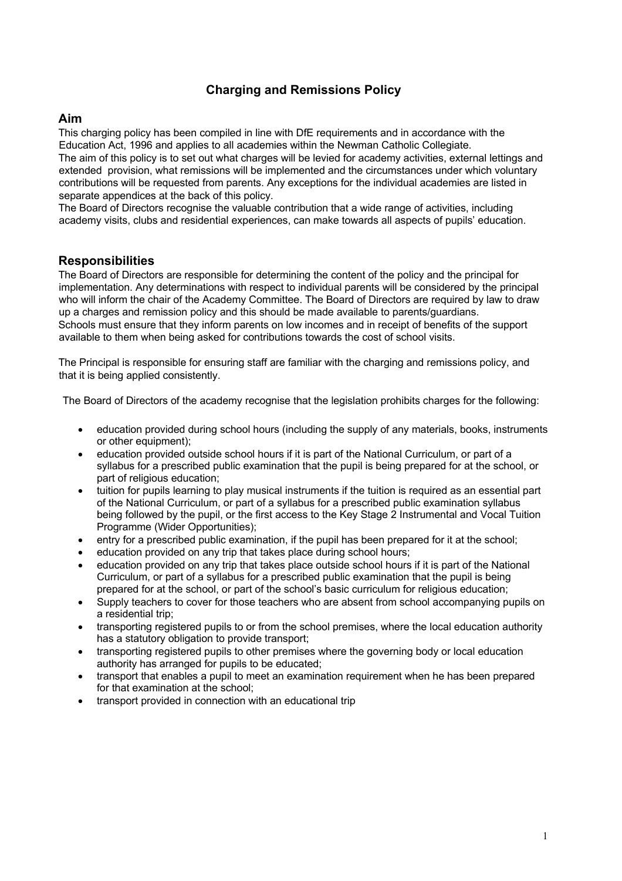# Charging and Remissions Policy

## Aim

This charging policy has been compiled in line with DfE requirements and in accordance with the Education Act, 1996 and applies to all academies within the Newman Catholic Collegiate.

The aim of this policy is to set out what charges will be levied for academy activities, external lettings and extended provision, what remissions will be implemented and the circumstances under which voluntary contributions will be requested from parents. Any exceptions for the individual academies are listed in separate appendices at the back of this policy.

The Board of Directors recognise the valuable contribution that a wide range of activities, including academy visits, clubs and residential experiences, can make towards all aspects of pupils' education.

## Responsibilities

The Board of Directors are responsible for determining the content of the policy and the principal for implementation. Any determinations with respect to individual parents will be considered by the principal who will inform the chair of the Academy Committee. The Board of Directors are required by law to draw up a charges and remission policy and this should be made available to parents/guardians.

Schools must ensure that they inform parents on low incomes and in receipt of benefits of the support available to them when being asked for contributions towards the cost of school visits.

The Principal is responsible for ensuring staff are familiar with the charging and remissions policy, and that it is being applied consistently.

The Board of Directors of the academy recognise that the legislation prohibits charges for the following:

- education provided during school hours (including the supply of any materials, books, instruments or other equipment);
- education provided outside school hours if it is part of the National Curriculum, or part of a syllabus for a prescribed public examination that the pupil is being prepared for at the school, or part of religious education;
- tuition for pupils learning to play musical instruments if the tuition is required as an essential part of the National Curriculum, or part of a syllabus for a prescribed public examination syllabus being followed by the pupil, or the first access to the Key Stage 2 Instrumental and Vocal Tuition Programme (Wider Opportunities);
- entry for a prescribed public examination, if the pupil has been prepared for it at the school;
- education provided on any trip that takes place during school hours;
- education provided on any trip that takes place outside school hours if it is part of the National Curriculum, or part of a syllabus for a prescribed public examination that the pupil is being prepared for at the school, or part of the school's basic curriculum for religious education;
- Supply teachers to cover for those teachers who are absent from school accompanying pupils on a residential trip;
- transporting registered pupils to or from the school premises, where the local education authority has a statutory obligation to provide transport;
- transporting registered pupils to other premises where the governing body or local education authority has arranged for pupils to be educated;
- transport that enables a pupil to meet an examination requirement when he has been prepared for that examination at the school;
- transport provided in connection with an educational trip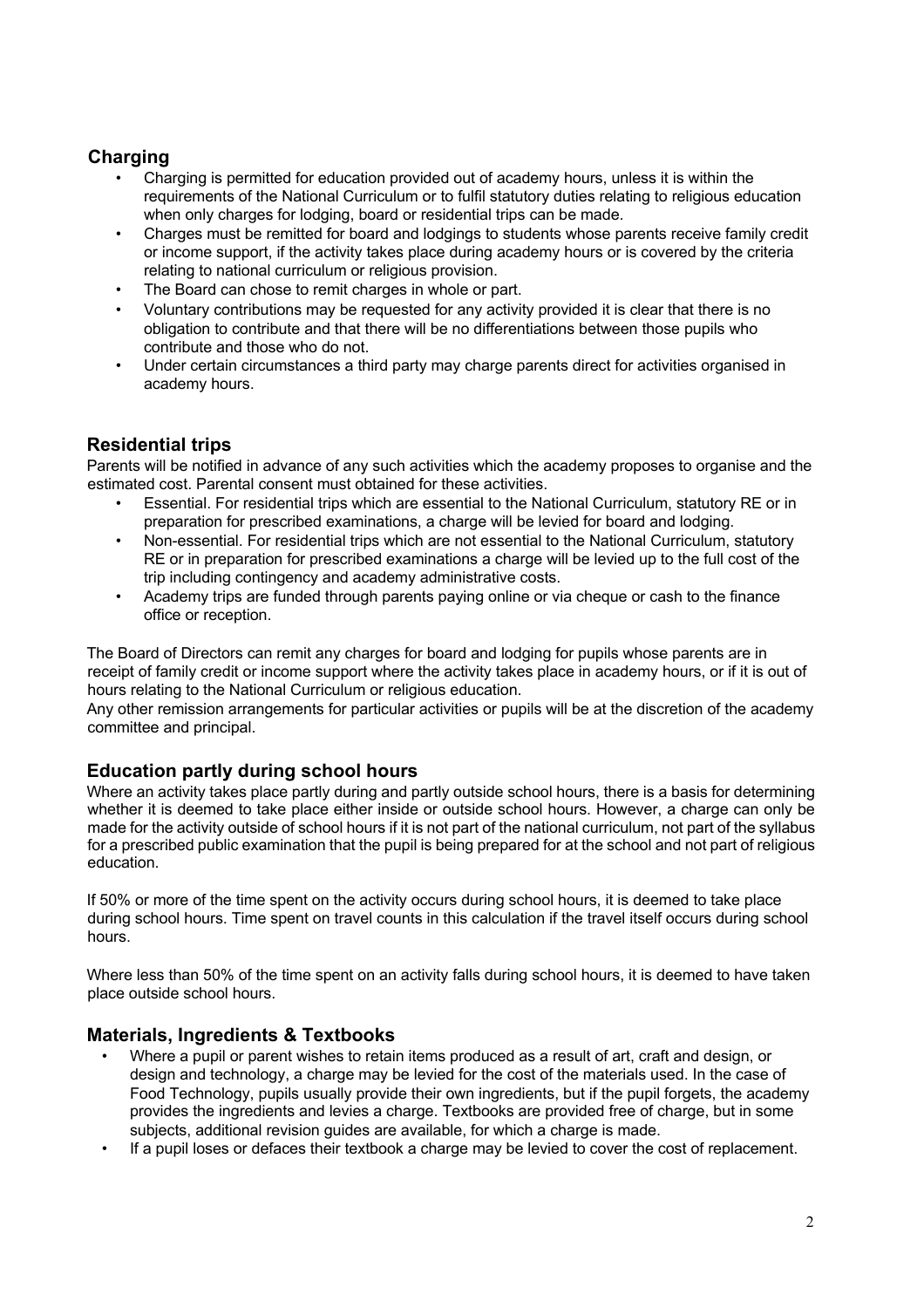## Charging

- Charging is permitted for education provided out of academy hours, unless it is within the requirements of the National Curriculum or to fulfil statutory duties relating to religious education when only charges for lodging, board or residential trips can be made.
- Charges must be remitted for board and lodgings to students whose parents receive family credit or income support, if the activity takes place during academy hours or is covered by the criteria relating to national curriculum or religious provision.
- The Board can chose to remit charges in whole or part.
- Voluntary contributions may be requested for any activity provided it is clear that there is no obligation to contribute and that there will be no differentiations between those pupils who contribute and those who do not.
- Under certain circumstances a third party may charge parents direct for activities organised in academy hours.

## Residential trips

Parents will be notified in advance of any such activities which the academy proposes to organise and the estimated cost. Parental consent must obtained for these activities.

- Essential. For residential trips which are essential to the National Curriculum, statutory RE or in preparation for prescribed examinations, a charge will be levied for board and lodging.
- Non-essential. For residential trips which are not essential to the National Curriculum, statutory RE or in preparation for prescribed examinations a charge will be levied up to the full cost of the trip including contingency and academy administrative costs.
- Academy trips are funded through parents paying online or via cheque or cash to the finance office or reception.

The Board of Directors can remit any charges for board and lodging for pupils whose parents are in receipt of family credit or income support where the activity takes place in academy hours, or if it is out of hours relating to the National Curriculum or religious education.

Any other remission arrangements for particular activities or pupils will be at the discretion of the academy committee and principal.

## Education partly during school hours

Where an activity takes place partly during and partly outside school hours, there is a basis for determining whether it is deemed to take place either inside or outside school hours. However, a charge can only be made for the activity outside of school hours if it is not part of the national curriculum, not part of the syllabus for a prescribed public examination that the pupil is being prepared for at the school and not part of religious education.

If 50% or more of the time spent on the activity occurs during school hours, it is deemed to take place during school hours. Time spent on travel counts in this calculation if the travel itself occurs during school hours.

Where less than 50% of the time spent on an activity falls during school hours, it is deemed to have taken place outside school hours.

## Materials, Ingredients & Textbooks

- Where a pupil or parent wishes to retain items produced as a result of art, craft and design, or design and technology, a charge may be levied for the cost of the materials used. In the case of Food Technology, pupils usually provide their own ingredients, but if the pupil forgets, the academy provides the ingredients and levies a charge. Textbooks are provided free of charge, but in some subjects, additional revision guides are available, for which a charge is made.
- If a pupil loses or defaces their textbook a charge may be levied to cover the cost of replacement.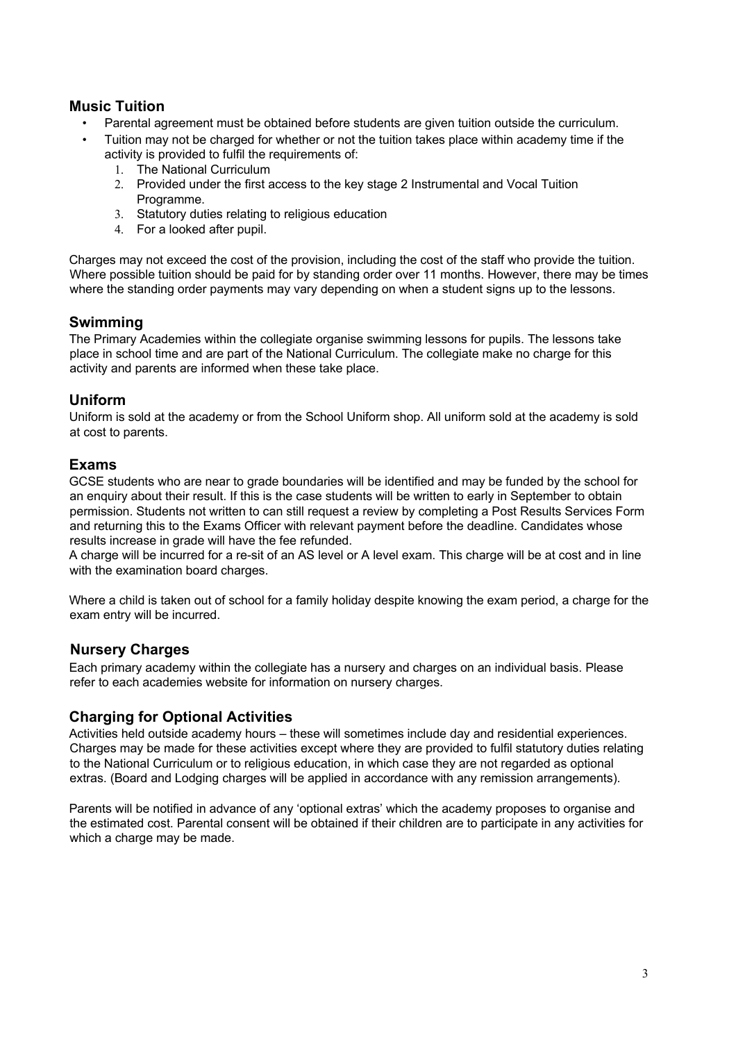## Music Tuition

- Parental agreement must be obtained before students are given tuition outside the curriculum.
- Tuition may not be charged for whether or not the tuition takes place within academy time if the activity is provided to fulfil the requirements of:
  1. The National Curriculum
  2. Provided under the first access to the key stage 2 Instrumental and Vocal Tuition Programme.
  3. Statutory duties relating to religious education
  4. For a looked after pupil.

Charges may not exceed the cost of the provision, including the cost of the staff who provide the tuition. Where possible tuition should be paid for by standing order over 11 months. However, there may be times where the standing order payments may vary depending on when a student signs up to the lessons.

## Swimming

The Primary Academies within the collegiate organise swimming lessons for pupils. The lessons take place in school time and are part of the National Curriculum. The collegiate make no charge for this activity and parents are informed when these take place.

## Uniform

Uniform is sold at the academy or from the School Uniform shop. All uniform sold at the academy is sold at cost to parents.

## Exams

GCSE students who are near to grade boundaries will be identified and may be funded by the school for an enquiry about their result. If this is the case students will be written to early in September to obtain permission. Students not written to can still request a review by completing a Post Results Services Form and returning this to the Exams Officer with relevant payment before the deadline. Candidates whose results increase in grade will have the fee refunded.

A charge will be incurred for a re-sit of an AS level or A level exam. This charge will be at cost and in line with the examination board charges.

Where a child is taken out of school for a family holiday despite knowing the exam period, a charge for the exam entry will be incurred.

## Nursery Charges

Each primary academy within the collegiate has a nursery and charges on an individual basis. Please refer to each academies website for information on nursery charges.

## Charging for Optional Activities

Activities held outside academy hours – these will sometimes include day and residential experiences. Charges may be made for these activities except where they are provided to fulfil statutory duties relating to the National Curriculum or to religious education, in which case they are not regarded as optional extras. (Board and Lodging charges will be applied in accordance with any remission arrangements).

Parents will be notified in advance of any 'optional extras' which the academy proposes to organise and the estimated cost. Parental consent will be obtained if their children are to participate in any activities for which a charge may be made.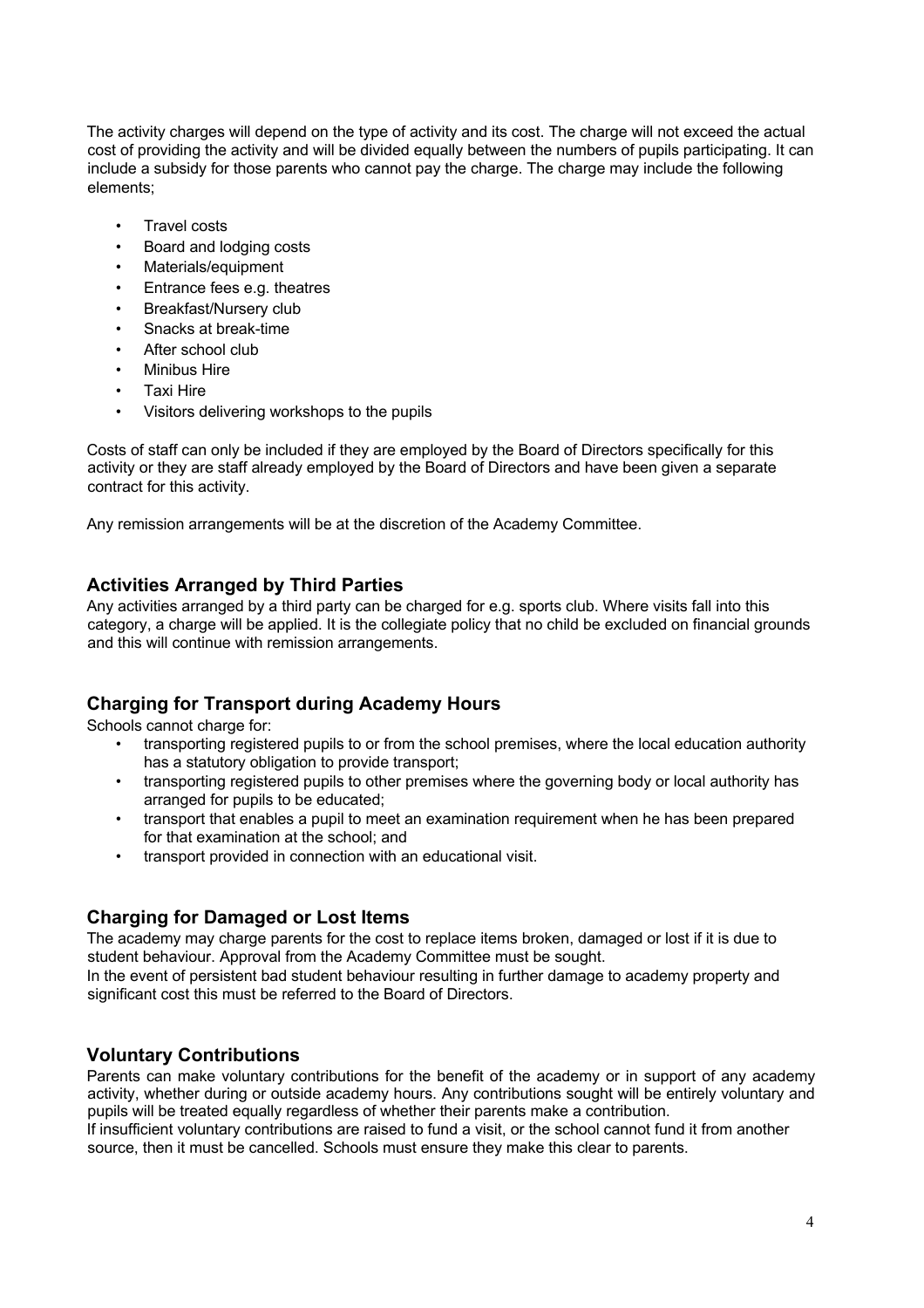The activity charges will depend on the type of activity and its cost. The charge will not exceed the actual cost of providing the activity and will be divided equally between the numbers of pupils participating. It can include a subsidy for those parents who cannot pay the charge. The charge may include the following elements;

- Travel costs
- Board and lodging costs
- Materials/equipment
- Entrance fees e.g. theatres
- Breakfast/Nursery club
- Snacks at break-time
- After school club
- Minibus Hire
- Taxi Hire
- Visitors delivering workshops to the pupils

Costs of staff can only be included if they are employed by the Board of Directors specifically for this activity or they are staff already employed by the Board of Directors and have been given a separate contract for this activity.

Any remission arrangements will be at the discretion of the Academy Committee.

## Activities Arranged by Third Parties

Any activities arranged by a third party can be charged for e.g. sports club. Where visits fall into this category, a charge will be applied. It is the collegiate policy that no child be excluded on financial grounds and this will continue with remission arrangements.

## Charging for Transport during Academy Hours

Schools cannot charge for:

- transporting registered pupils to or from the school premises, where the local education authority has a statutory obligation to provide transport;
- transporting registered pupils to other premises where the governing body or local authority has arranged for pupils to be educated;
- transport that enables a pupil to meet an examination requirement when he has been prepared for that examination at the school; and
- transport provided in connection with an educational visit.

## Charging for Damaged or Lost Items

The academy may charge parents for the cost to replace items broken, damaged or lost if it is due to student behaviour. Approval from the Academy Committee must be sought.
In the event of persistent bad student behaviour resulting in further damage to academy property and significant cost this must be referred to the Board of Directors.

## Voluntary Contributions

Parents can make voluntary contributions for the benefit of the academy or in support of any academy activity, whether during or outside academy hours. Any contributions sought will be entirely voluntary and pupils will be treated equally regardless of whether their parents make a contribution.
If insufficient voluntary contributions are raised to fund a visit, or the school cannot fund it from another source, then it must be cancelled. Schools must ensure they make this clear to parents.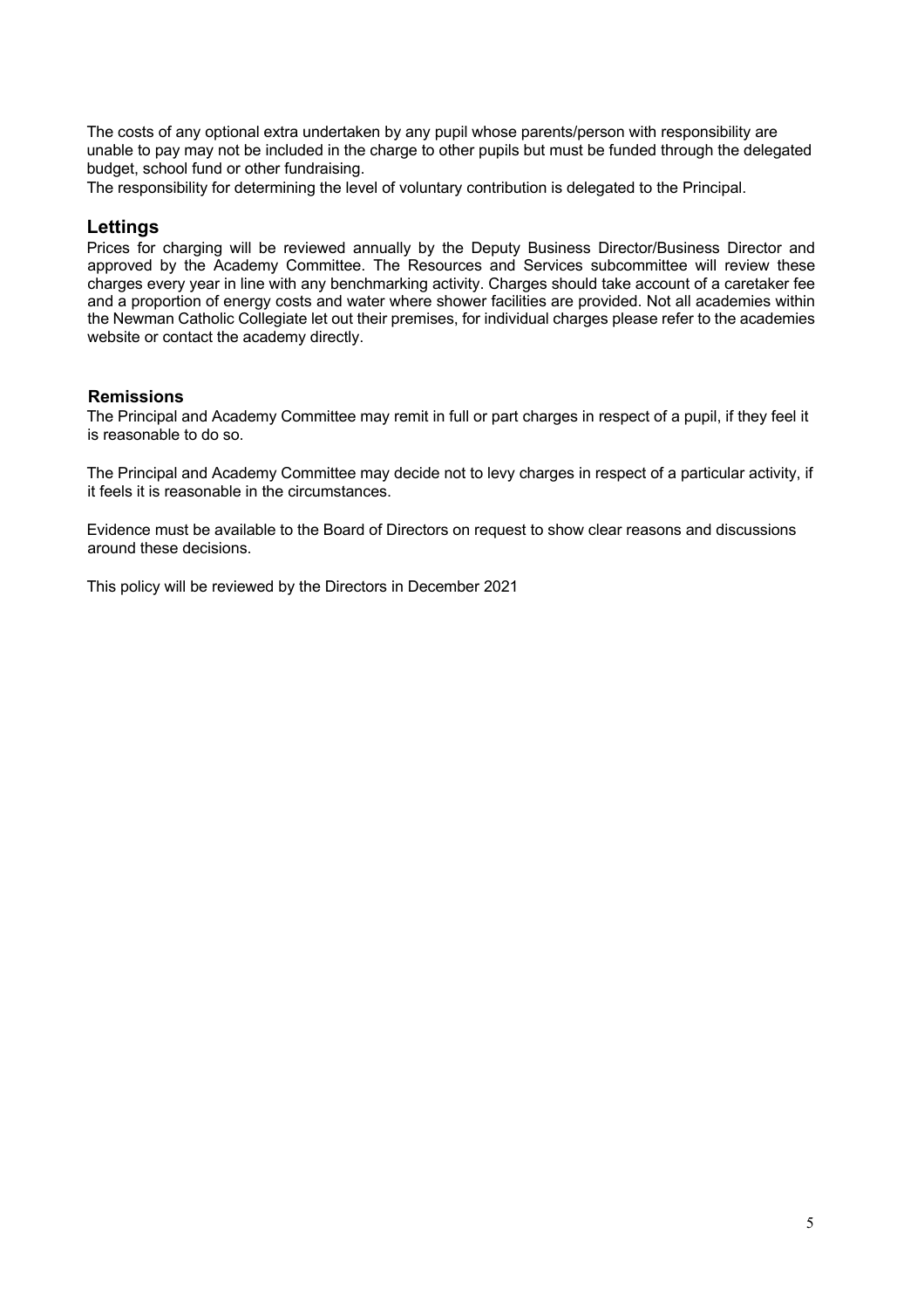The costs of any optional extra undertaken by any pupil whose parents/person with responsibility are unable to pay may not be included in the charge to other pupils but must be funded through the delegated budget, school fund or other fundraising.

The responsibility for determining the level of voluntary contribution is delegated to the Principal.

## Lettings

Prices for charging will be reviewed annually by the Deputy Business Director/Business Director and approved by the Academy Committee. The Resources and Services subcommittee will review these charges every year in line with any benchmarking activity. Charges should take account of a caretaker fee and a proportion of energy costs and water where shower facilities are provided. Not all academies within the Newman Catholic Collegiate let out their premises, for individual charges please refer to the academies website or contact the academy directly.

### Remissions

The Principal and Academy Committee may remit in full or part charges in respect of a pupil, if they feel it is reasonable to do so.

The Principal and Academy Committee may decide not to levy charges in respect of a particular activity, if it feels it is reasonable in the circumstances.

Evidence must be available to the Board of Directors on request to show clear reasons and discussions around these decisions.

This policy will be reviewed by the Directors in December 2021